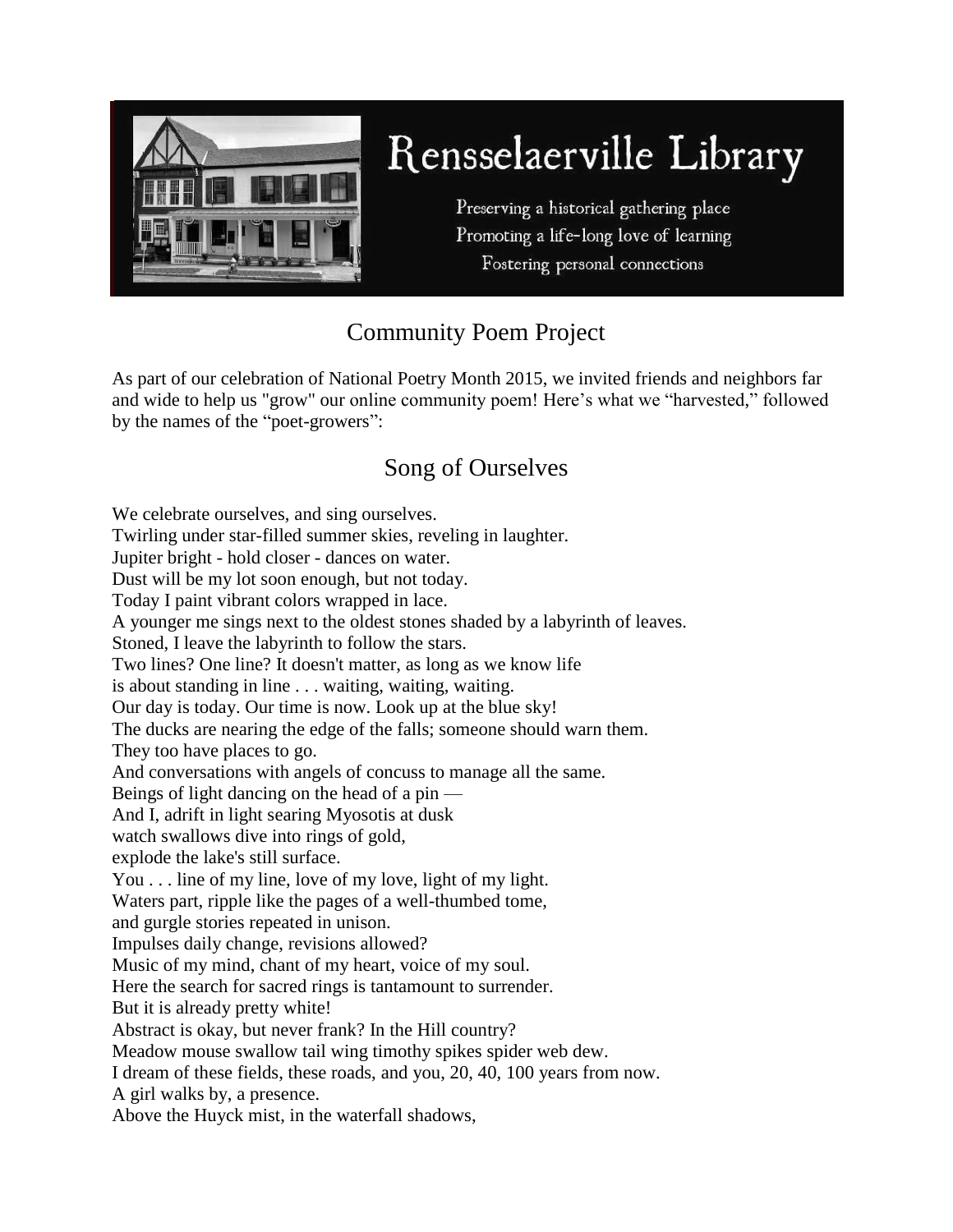# Rensselaerville Library

Preserving a historical gathering place
Promoting a life-long love of learning
Fostering personal connections

## Community Poem Project

As part of our celebration of National Poetry Month 2015, we invited friends and neighbors far and wide to help us "grow" our online community poem! Here's what we "harvested," followed by the names of the "poet-growers":

## Song of Ourselves

We celebrate ourselves, and sing ourselves.
Twirling under star-filled summer skies, reveling in laughter.
Jupiter bright - hold closer - dances on water.
Dust will be my lot soon enough, but not today.
Today I paint vibrant colors wrapped in lace.
A younger me sings next to the oldest stones shaded by a labyrinth of leaves.
Stoned, I leave the labyrinth to follow the stars.
Two lines? One line? It doesn't matter, as long as we know life
is about standing in line . . . waiting, waiting, waiting.
Our day is today. Our time is now. Look up at the blue sky!
The ducks are nearing the edge of the falls; someone should warn them.
They too have places to go.
And conversations with angels of concuss to manage all the same.
Beings of light dancing on the head of a pin —
And I, adrift in light searing Myosotis at dusk
watch swallows dive into rings of gold,
explode the lake's still surface.
You . . . line of my line, love of my love, light of my light.
Waters part, ripple like the pages of a well-thumbed tome,
and gurgle stories repeated in unison.
Impulses daily change, revisions allowed?
Music of my mind, chant of my heart, voice of my soul.
Here the search for sacred rings is tantamount to surrender.
But it is already pretty white!
Abstract is okay, but never frank? In the Hill country?
Meadow mouse swallow tail wing timothy spikes spider web dew.
I dream of these fields, these roads, and you, 20, 40, 100 years from now.
A girl walks by, a presence.
Above the Huyck mist, in the waterfall shadows,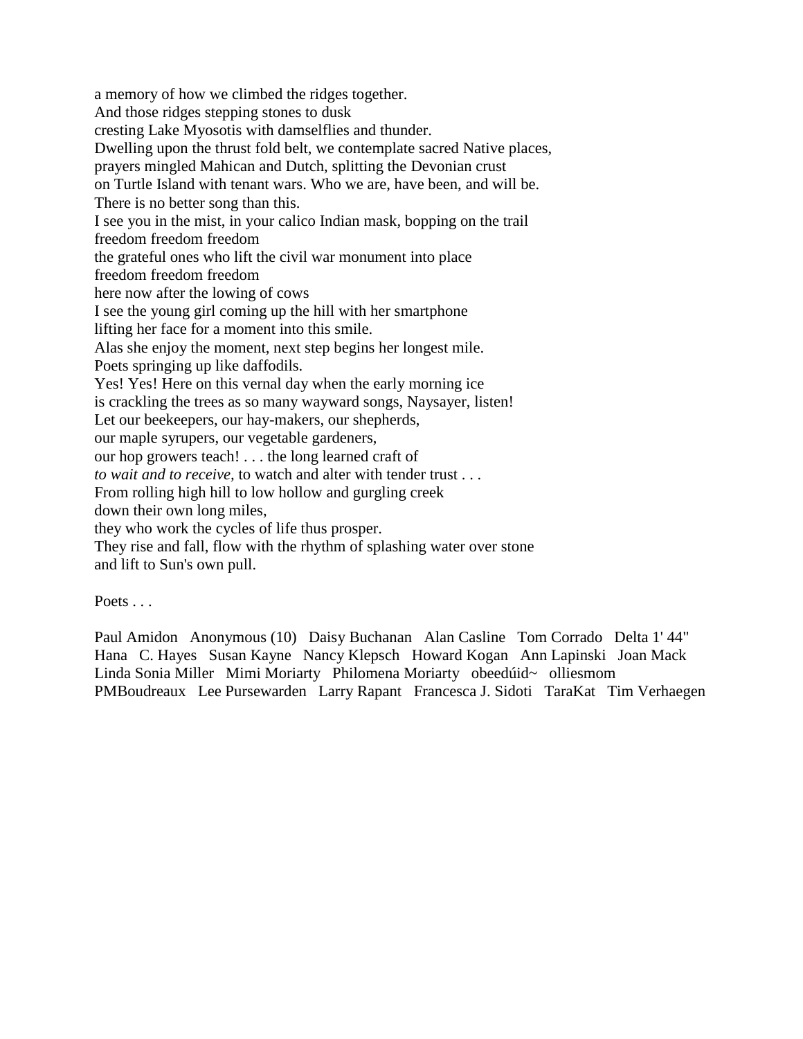a memory of how we climbed the ridges together.  
And those ridges stepping stones to dusk  
cresting Lake Myosotis with damselflies and thunder.  
Dwelling upon the thrust fold belt, we contemplate sacred Native places,  
prayers mingled Mahican and Dutch, splitting the Devonian crust  
on Turtle Island with tenant wars. Who we are, have been, and will be.  
There is no better song than this.  
I see you in the mist, in your calico Indian mask, bopping on the trail  
freedom freedom freedom  
the grateful ones who lift the civil war monument into place  
freedom freedom freedom  
here now after the lowing of cows  
I see the young girl coming up the hill with her smartphone  
lifting her face for a moment into this smile.  
Alas she enjoy the moment, next step begins her longest mile.  
Poets springing up like daffodils.  
Yes! Yes! Here on this vernal day when the early morning ice  
is crackling the trees as so many wayward songs, Naysayer, listen!  
Let our beekeepers, our hay-makers, our shepherds,  
our maple syrupers, our vegetable gardeners,  
our hop growers teach! . . . the long learned craft of  
*to wait and to receive*, to watch and alter with tender trust . . .  
From rolling high hill to low hollow and gurgling creek  
down their own long miles,  
they who work the cycles of life thus prosper.  
They rise and fall, flow with the rhythm of splashing water over stone  
and lift to Sun's own pull.

Poets . . .

Paul Amidon   Anonymous (10)   Daisy Buchanan   Alan Casline   Tom Corrado   Delta 1' 44"  
Hana   C. Hayes   Susan Kayne   Nancy Klepsch   Howard Kogan   Ann Lapinski   Joan Mack  
Linda Sonia Miller   Mimi Moriarty   Philomena Moriarty   obeedúid~   olliesmom  
PMBoudreaux   Lee Pursewarden   Larry Rapant   Francesca J. Sidoti   TaraKat   Tim Verhaegen